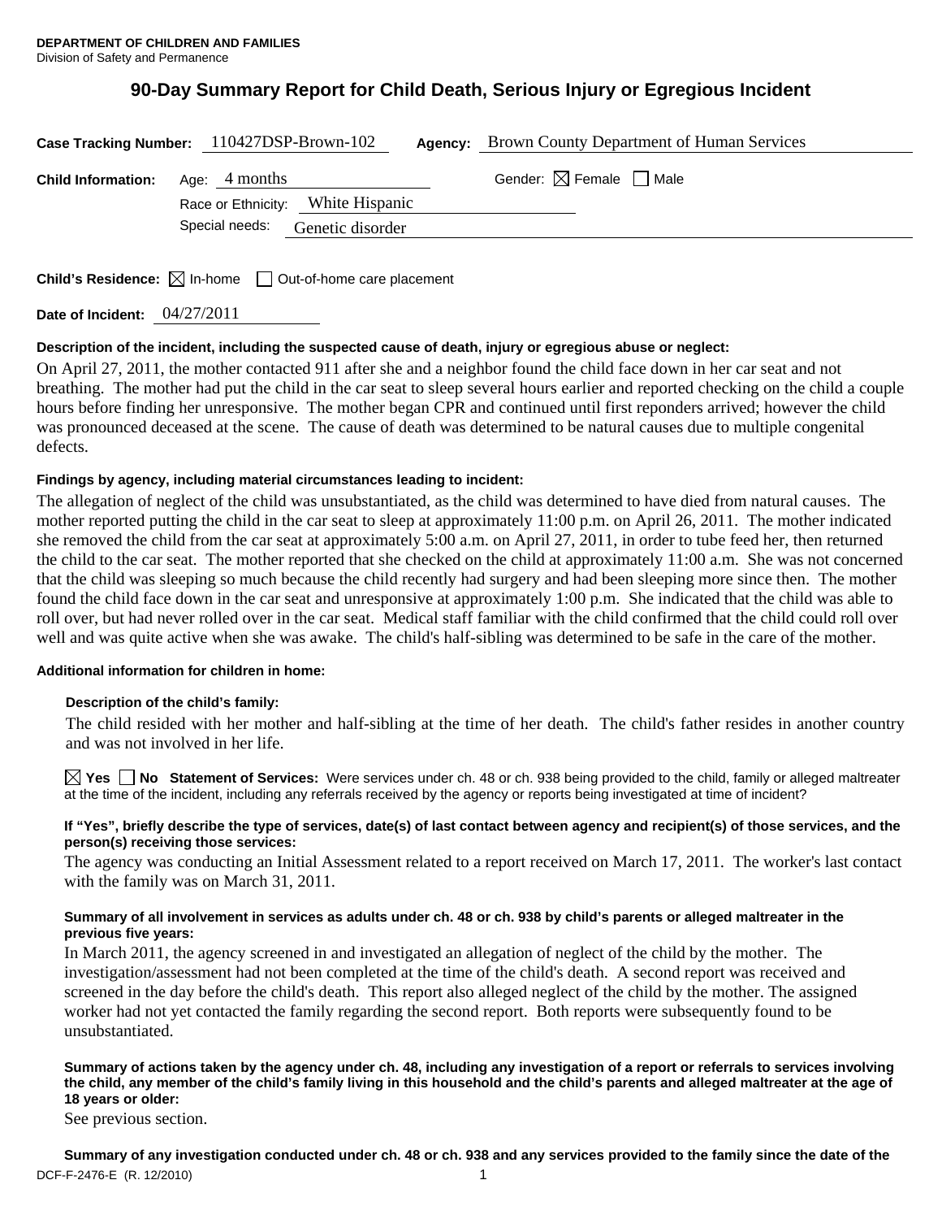**DEPARTMENT OF CHILDREN AND FAMILIES**
Division of Safety and Permanence

# 90-Day Summary Report for Child Death, Serious Injury or Egregious Incident

**Case Tracking Number:** 110427DSP-Brown-102 **Agency:** Brown County Department of Human Services

**Child Information:** Age: 4 months Gender: ☒ Female ☐ Male

Race or Ethnicity: White Hispanic

Special needs: Genetic disorder

**Child's Residence:** ☒ In-home ☐ Out-of-home care placement

**Date of Incident:** 04/27/2011

**Description of the incident, including the suspected cause of death, injury or egregious abuse or neglect:**

On April 27, 2011, the mother contacted 911 after she and a neighbor found the child face down in her car seat and not breathing. The mother had put the child in the car seat to sleep several hours earlier and reported checking on the child a couple hours before finding her unresponsive. The mother began CPR and continued until first reponders arrived; however the child was pronounced deceased at the scene. The cause of death was determined to be natural causes due to multiple congenital defects.

**Findings by agency, including material circumstances leading to incident:**

The allegation of neglect of the child was unsubstantiated, as the child was determined to have died from natural causes. The mother reported putting the child in the car seat to sleep at approximately 11:00 p.m. on April 26, 2011. The mother indicated she removed the child from the car seat at approximately 5:00 a.m. on April 27, 2011, in order to tube feed her, then returned the child to the car seat. The mother reported that she checked on the child at approximately 11:00 a.m. She was not concerned that the child was sleeping so much because the child recently had surgery and had been sleeping more since then. The mother found the child face down in the car seat and unresponsive at approximately 1:00 p.m. She indicated that the child was able to roll over, but had never rolled over in the car seat. Medical staff familiar with the child confirmed that the child could roll over well and was quite active when she was awake. The child's half-sibling was determined to be safe in the care of the mother.

**Additional information for children in home:**

**Description of the child's family:**

The child resided with her mother and half-sibling at the time of her death. The child's father resides in another country and was not involved in her life.

☒ **Yes** ☐ **No Statement of Services:** Were services under ch. 48 or ch. 938 being provided to the child, family or alleged maltreater at the time of the incident, including any referrals received by the agency or reports being investigated at time of incident?

**If "Yes", briefly describe the type of services, date(s) of last contact between agency and recipient(s) of those services, and the person(s) receiving those services:**

The agency was conducting an Initial Assessment related to a report received on March 17, 2011. The worker's last contact with the family was on March 31, 2011.

**Summary of all involvement in services as adults under ch. 48 or ch. 938 by child's parents or alleged maltreater in the previous five years:**

In March 2011, the agency screened in and investigated an allegation of neglect of the child by the mother. The investigation/assessment had not been completed at the time of the child's death. A second report was received and screened in the day before the child's death. This report also alleged neglect of the child by the mother. The assigned worker had not yet contacted the family regarding the second report. Both reports were subsequently found to be unsubstantiated.

**Summary of actions taken by the agency under ch. 48, including any investigation of a report or referrals to services involving the child, any member of the child's family living in this household and the child's parents and alleged maltreater at the age of 18 years or older:**

See previous section.

**Summary of any investigation conducted under ch. 48 or ch. 938 and any services provided to the family since the date of the**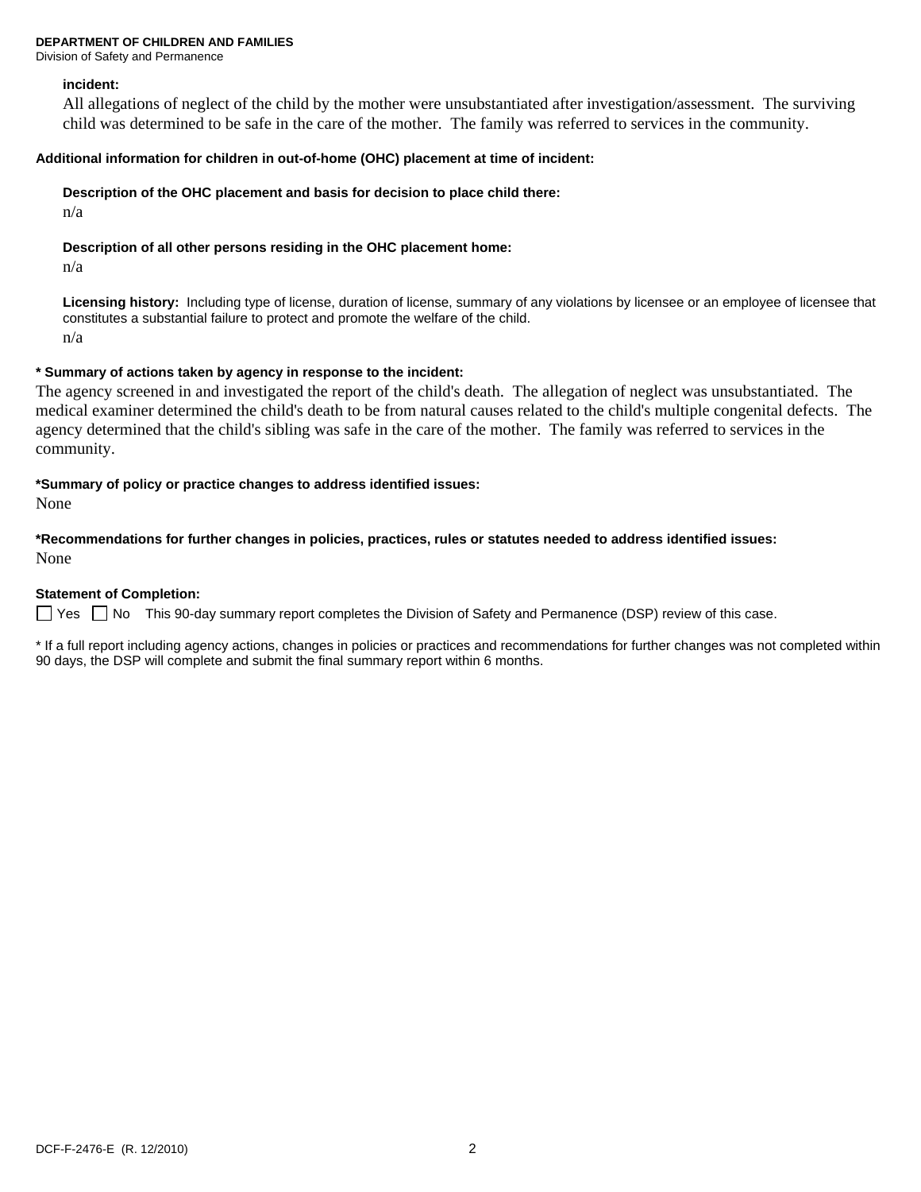**incident:**

All allegations of neglect of the child by the mother were unsubstantiated after investigation/assessment. The surviving child was determined to be safe in the care of the mother. The family was referred to services in the community.

**Additional information for children in out-of-home (OHC) placement at time of incident:**

**Description of the OHC placement and basis for decision to place child there:**

n/a

**Description of all other persons residing in the OHC placement home:**

n/a

**Licensing history:** Including type of license, duration of license, summary of any violations by licensee or an employee of licensee that constitutes a substantial failure to protect and promote the welfare of the child.

n/a

**\* Summary of actions taken by agency in response to the incident:**

The agency screened in and investigated the report of the child's death. The allegation of neglect was unsubstantiated. The medical examiner determined the child's death to be from natural causes related to the child's multiple congenital defects. The agency determined that the child's sibling was safe in the care of the mother. The family was referred to services in the community.

**\*Summary of policy or practice changes to address identified issues:**

None

**\*Recommendations for further changes in policies, practices, rules or statutes needed to address identified issues:**

None

**Statement of Completion:**

☐ Yes ☐ No This 90-day summary report completes the Division of Safety and Permanence (DSP) review of this case.

\* If a full report including agency actions, changes in policies or practices and recommendations for further changes was not completed within 90 days, the DSP will complete and submit the final summary report within 6 months.